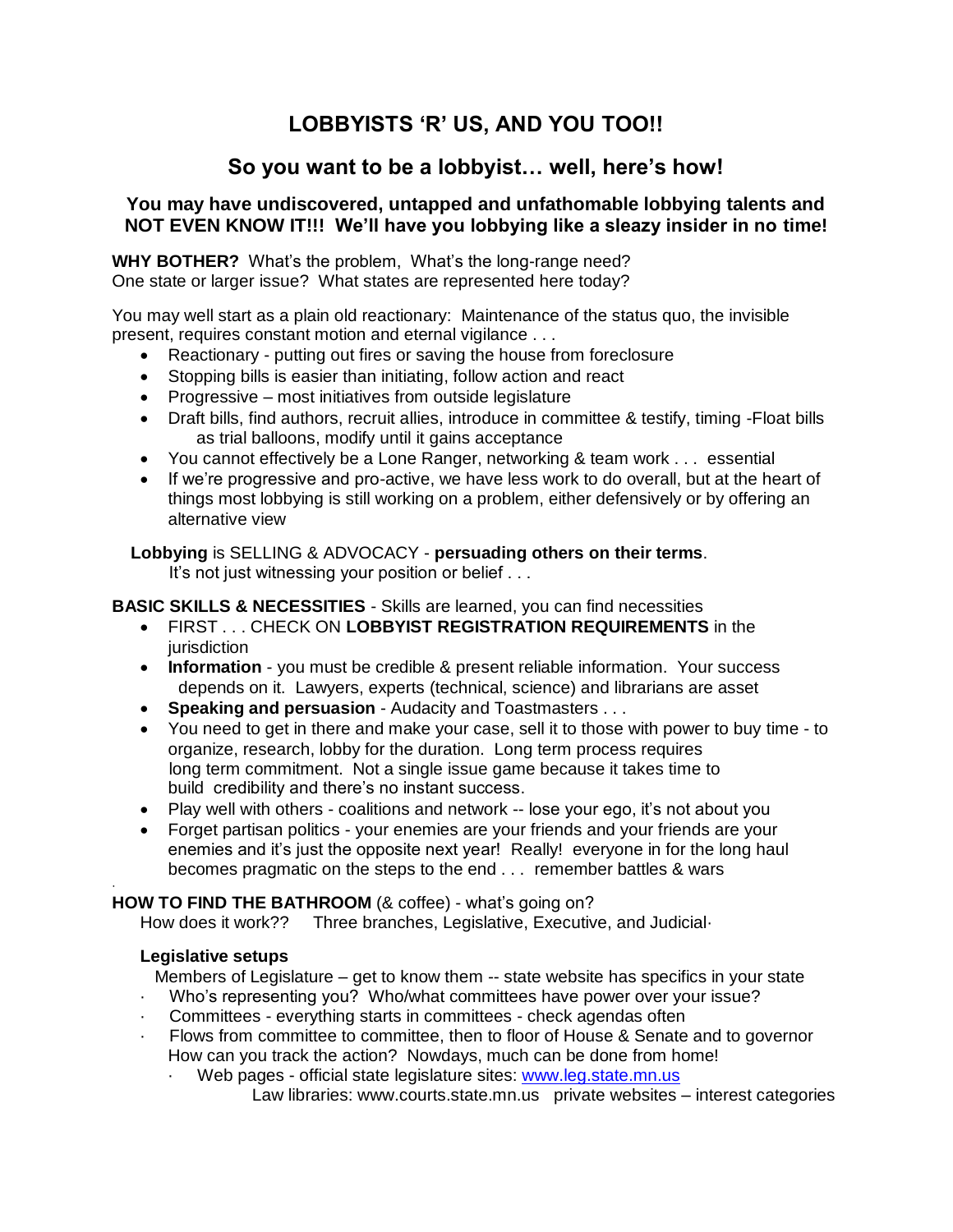# LOBBYISTS 'R' US, AND YOU TOO!!

## So you want to be a lobbyist… well, here's how!

### You may have undiscovered, untapped and unfathomable lobbying talents and NOT EVEN KNOW IT!!! We'll have you lobbying like a sleazy insider in no time!

**WHY BOTHER?** What's the problem, What's the long-range need? One state or larger issue? What states are represented here today?

You may well start as a plain old reactionary: Maintenance of the status quo, the invisible present, requires constant motion and eternal vigilance . . .

- Reactionary - putting out fires or saving the house from foreclosure
- Stopping bills is easier than initiating, follow action and react
- Progressive – most initiatives from outside legislature
- Draft bills, find authors, recruit allies, introduce in committee & testify, timing -Float bills as trial balloons, modify until it gains acceptance
- You cannot effectively be a Lone Ranger, networking & team work . . . essential
- If we're progressive and pro-active, we have less work to do overall, but at the heart of things most lobbying is still working on a problem, either defensively or by offering an alternative view

**Lobbying** is SELLING & ADVOCACY - **persuading others on their terms**.
It's not just witnessing your position or belief . . .

**BASIC SKILLS & NECESSITIES** - Skills are learned, you can find necessities

- FIRST . . . CHECK ON **LOBBYIST REGISTRATION REQUIREMENTS** in the jurisdiction
- **Information** - you must be credible & present reliable information. Your success depends on it. Lawyers, experts (technical, science) and librarians are asset
- **Speaking and persuasion** - Audacity and Toastmasters . . .
- You need to get in there and make your case, sell it to those with power to buy time - to organize, research, lobby for the duration. Long term process requires long term commitment. Not a single issue game because it takes time to build credibility and there's no instant success.
- Play well with others - coalitions and network -- lose your ego, it's not about you
- Forget partisan politics - your enemies are your friends and your friends are your enemies and it's just the opposite next year! Really! everyone in for the long haul becomes pragmatic on the steps to the end . . . remember battles & wars

**HOW TO FIND THE BATHROOM** (& coffee) - what's going on?
How does it work?? Three branches, Legislative, Executive, and Judicial·

**Legislative setups**

Members of Legislature – get to know them -- state website has specifics in your state

- Who's representing you? Who/what committees have power over your issue?
- Committees - everything starts in committees - check agendas often
- Flows from committee to committee, then to floor of House & Senate and to governor
  How can you track the action? Nowdays, much can be done from home!
  - Web pages - official state legislature sites: www.leg.state.mn.us
    Law libraries: www.courts.state.mn.us private websites – interest categories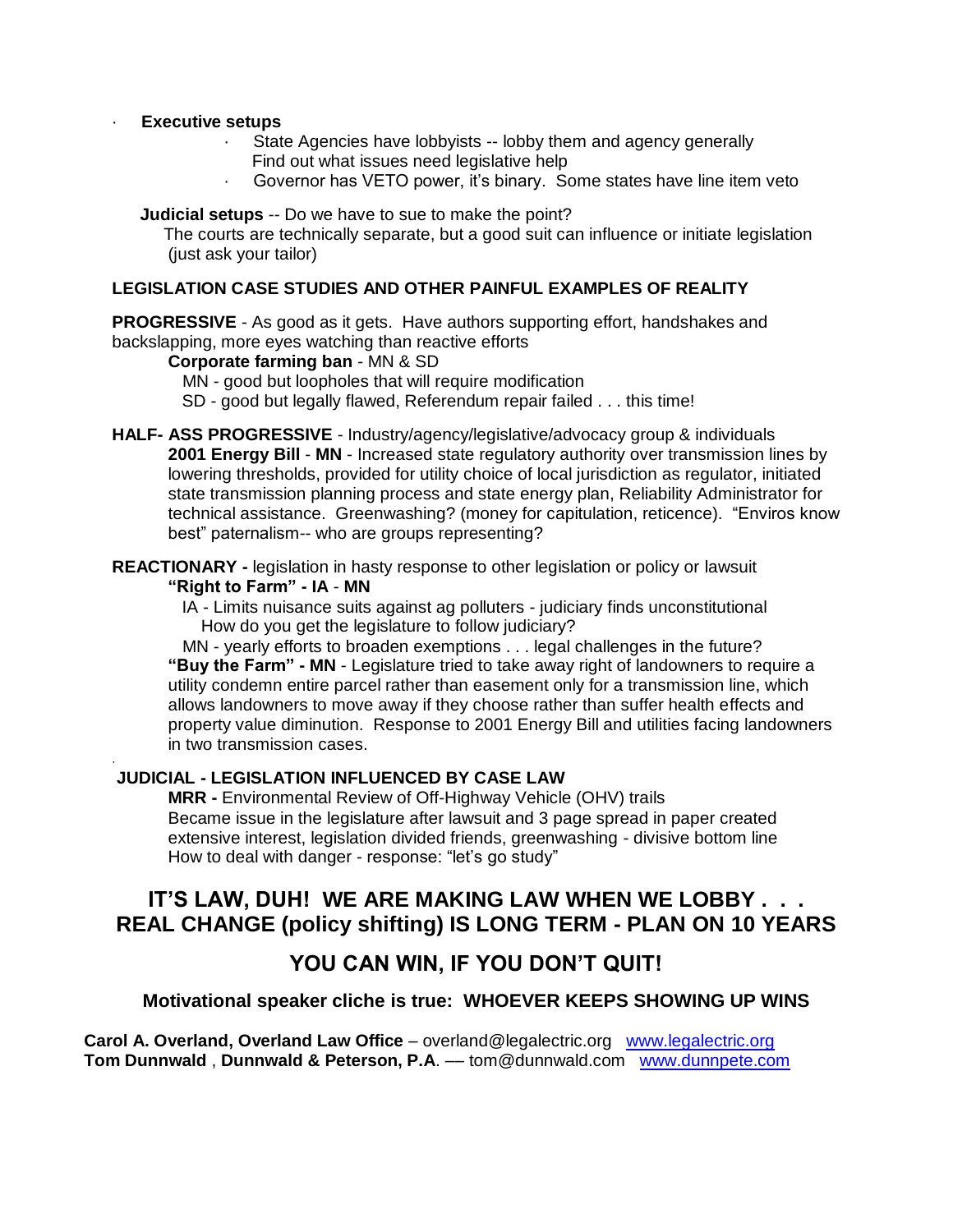- **Executive setups**
  - State Agencies have lobbyists -- lobby them and agency generally
    Find out what issues need legislative help
  - Governor has VETO power, it's binary. Some states have line item veto

**Judicial setups** -- Do we have to sue to make the point?
The courts are technically separate, but a good suit can influence or initiate legislation (just ask your tailor)

**LEGISLATION CASE STUDIES AND OTHER PAINFUL EXAMPLES OF REALITY**

**PROGRESSIVE** - As good as it gets. Have authors supporting effort, handshakes and backslapping, more eyes watching than reactive efforts

**Corporate farming ban** - MN & SD
MN - good but loopholes that will require modification
SD - good but legally flawed, Referendum repair failed . . . this time!

**HALF- ASS PROGRESSIVE** - Industry/agency/legislative/advocacy group & individuals

**2001 Energy Bill** - **MN** - Increased state regulatory authority over transmission lines by lowering thresholds, provided for utility choice of local jurisdiction as regulator, initiated state transmission planning process and state energy plan, Reliability Administrator for technical assistance. Greenwashing? (money for capitulation, reticence). "Enviros know best" paternalism-- who are groups representing?

**REACTIONARY -** legislation in hasty response to other legislation or policy or lawsuit

**"Right to Farm" - IA** - **MN**
IA - Limits nuisance suits against ag polluters - judiciary finds unconstitutional
How do you get the legislature to follow judiciary?
MN - yearly efforts to broaden exemptions . . . legal challenges in the future?

**"Buy the Farm" - MN** - Legislature tried to take away right of landowners to require a utility condemn entire parcel rather than easement only for a transmission line, which allows landowners to move away if they choose rather than suffer health effects and property value diminution. Response to 2001 Energy Bill and utilities facing landowners in two transmission cases.

**JUDICIAL - LEGISLATION INFLUENCED BY CASE LAW**

**MRR -** Environmental Review of Off-Highway Vehicle (OHV) trails
Became issue in the legislature after lawsuit and 3 page spread in paper created extensive interest, legislation divided friends, greenwashing - divisive bottom line
How to deal with danger - response: "let's go study"

## IT'S LAW, DUH! WE ARE MAKING LAW WHEN WE LOBBY . . . REAL CHANGE (policy shifting) IS LONG TERM - PLAN ON 10 YEARS

## YOU CAN WIN, IF YOU DON'T QUIT!

### Motivational speaker cliche is true: WHOEVER KEEPS SHOWING UP WINS

**Carol A. Overland, Overland Law Office** – overland@legalectric.org www.legalectric.org
**Tom Dunnwald** , **Dunnwald & Peterson, P.A**. –– tom@dunnwald.com www.dunnpete.com